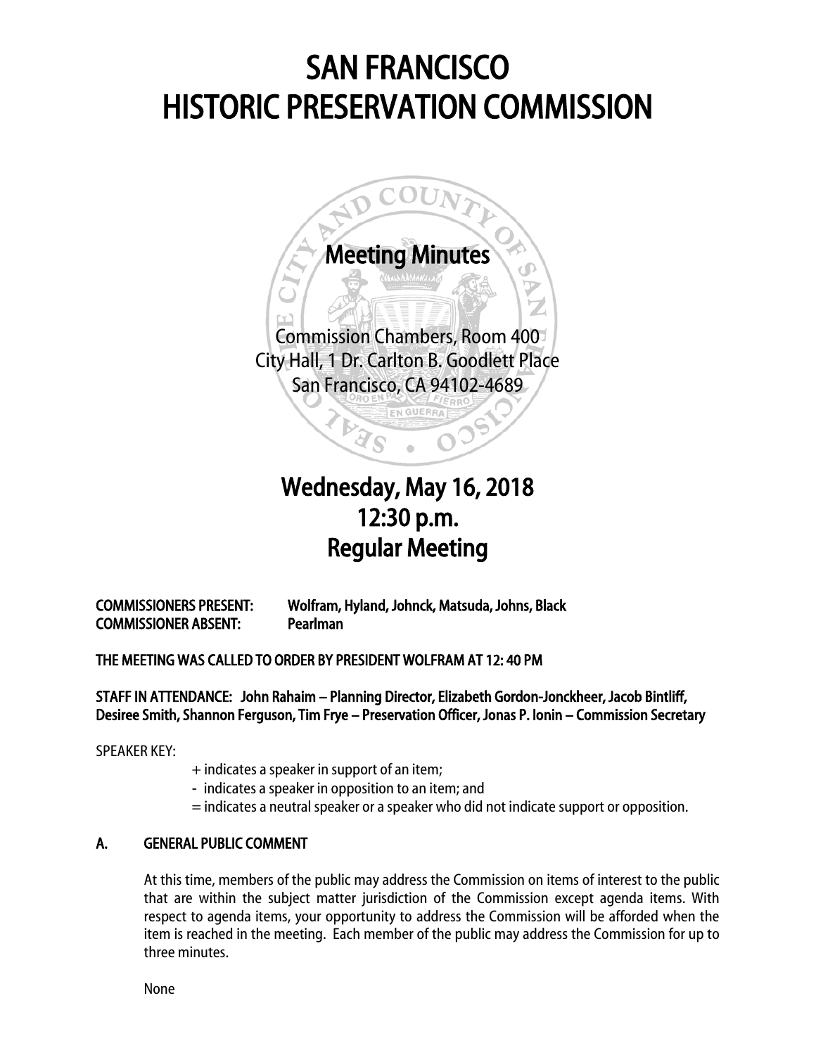# SAN FRANCISCO HISTORIC PRESERVATION COMMISSION

## Meeting Minutes

Commission Chambers, Room 400
City Hall, 1 Dr. Carlton B. Goodlett Place
San Francisco, CA 94102-4689

## Wednesday, May 16, 2018
## 12:30 p.m.
## Regular Meeting

**COMMISSIONERS PRESENT:** **Wolfram, Hyland, Johnck, Matsuda, Johns, Black**
**COMMISSIONER ABSENT:** **Pearlman**

**THE MEETING WAS CALLED TO ORDER BY PRESIDENT WOLFRAM AT 12: 40 PM**

**STAFF IN ATTENDANCE: John Rahaim – Planning Director, Elizabeth Gordon-Jonckheer, Jacob Bintliff, Desiree Smith, Shannon Ferguson, Tim Frye – Preservation Officer, Jonas P. Ionin – Commission Secretary**

SPEAKER KEY:

+ indicates a speaker in support of an item;
- indicates a speaker in opposition to an item; and
= indicates a neutral speaker or a speaker who did not indicate support or opposition.

### A. GENERAL PUBLIC COMMENT

At this time, members of the public may address the Commission on items of interest to the public that are within the subject matter jurisdiction of the Commission except agenda items. With respect to agenda items, your opportunity to address the Commission will be afforded when the item is reached in the meeting. Each member of the public may address the Commission for up to three minutes.

None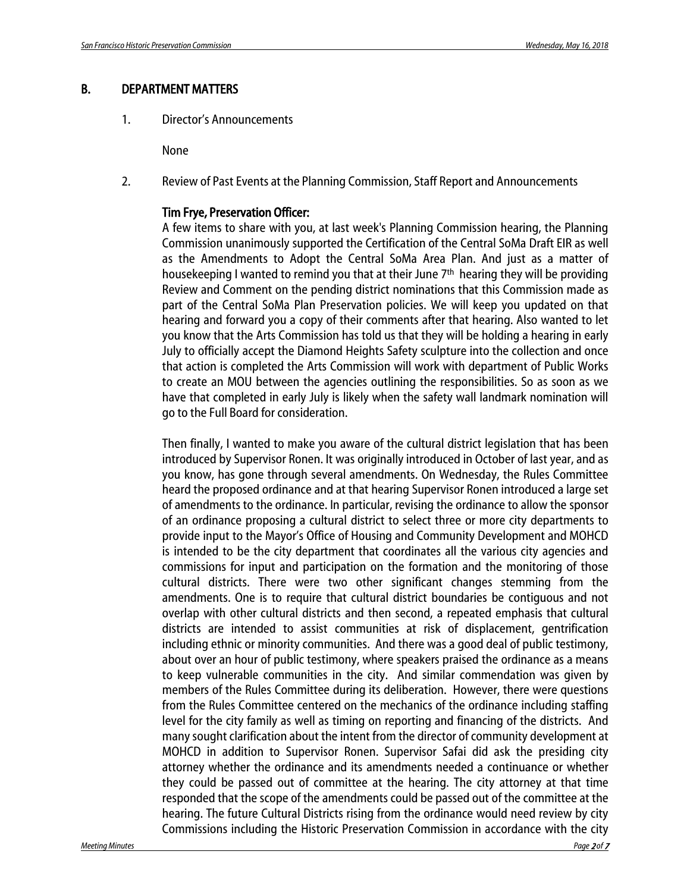## B. DEPARTMENT MATTERS

1. Director's Announcements

   None

2. Review of Past Events at the Planning Commission, Staff Report and Announcements

   **Tim Frye, Preservation Officer:**

   A few items to share with you, at last week's Planning Commission hearing, the Planning Commission unanimously supported the Certification of the Central SoMa Draft EIR as well as the Amendments to Adopt the Central SoMa Area Plan. And just as a matter of housekeeping I wanted to remind you that at their June 7th hearing they will be providing Review and Comment on the pending district nominations that this Commission made as part of the Central SoMa Plan Preservation policies. We will keep you updated on that hearing and forward you a copy of their comments after that hearing. Also wanted to let you know that the Arts Commission has told us that they will be holding a hearing in early July to officially accept the Diamond Heights Safety sculpture into the collection and once that action is completed the Arts Commission will work with department of Public Works to create an MOU between the agencies outlining the responsibilities. So as soon as we have that completed in early July is likely when the safety wall landmark nomination will go to the Full Board for consideration.

   Then finally, I wanted to make you aware of the cultural district legislation that has been introduced by Supervisor Ronen. It was originally introduced in October of last year, and as you know, has gone through several amendments. On Wednesday, the Rules Committee heard the proposed ordinance and at that hearing Supervisor Ronen introduced a large set of amendments to the ordinance. In particular, revising the ordinance to allow the sponsor of an ordinance proposing a cultural district to select three or more city departments to provide input to the Mayor's Office of Housing and Community Development and MOHCD is intended to be the city department that coordinates all the various city agencies and commissions for input and participation on the formation and the monitoring of those cultural districts. There were two other significant changes stemming from the amendments. One is to require that cultural district boundaries be contiguous and not overlap with other cultural districts and then second, a repeated emphasis that cultural districts are intended to assist communities at risk of displacement, gentrification including ethnic or minority communities. And there was a good deal of public testimony, about over an hour of public testimony, where speakers praised the ordinance as a means to keep vulnerable communities in the city. And similar commendation was given by members of the Rules Committee during its deliberation. However, there were questions from the Rules Committee centered on the mechanics of the ordinance including staffing level for the city family as well as timing on reporting and financing of the districts. And many sought clarification about the intent from the director of community development at MOHCD in addition to Supervisor Ronen. Supervisor Safai did ask the presiding city attorney whether the ordinance and its amendments needed a continuance or whether they could be passed out of committee at the hearing. The city attorney at that time responded that the scope of the amendments could be passed out of the committee at the hearing. The future Cultural Districts rising from the ordinance would need review by city Commissions including the Historic Preservation Commission in accordance with the city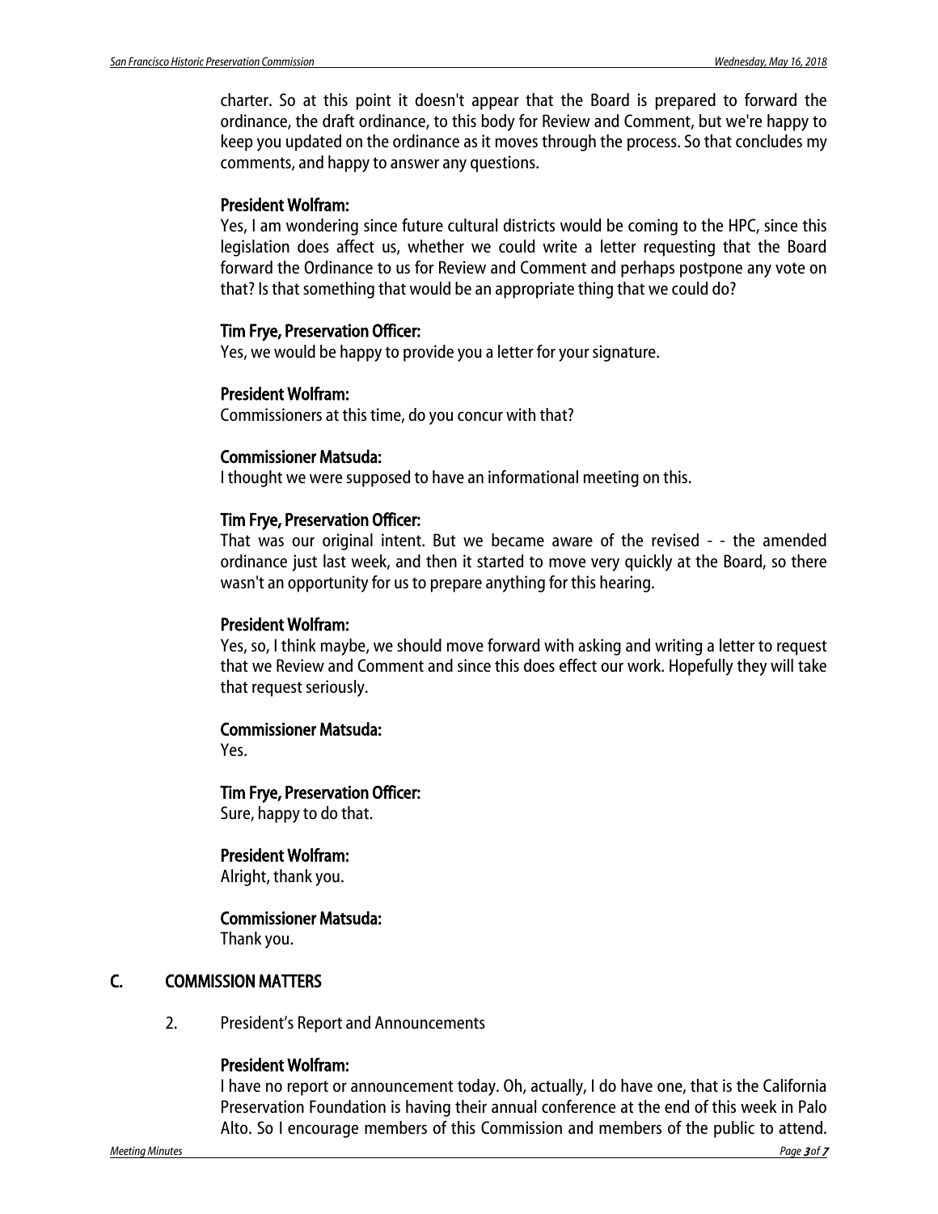charter. So at this point it doesn't appear that the Board is prepared to forward the ordinance, the draft ordinance, to this body for Review and Comment, but we're happy to keep you updated on the ordinance as it moves through the process. So that concludes my comments, and happy to answer any questions.

**President Wolfram:**
Yes, I am wondering since future cultural districts would be coming to the HPC, since this legislation does affect us, whether we could write a letter requesting that the Board forward the Ordinance to us for Review and Comment and perhaps postpone any vote on that? Is that something that would be an appropriate thing that we could do?

**Tim Frye, Preservation Officer:**
Yes, we would be happy to provide you a letter for your signature.

**President Wolfram:**
Commissioners at this time, do you concur with that?

**Commissioner Matsuda:**
I thought we were supposed to have an informational meeting on this.

**Tim Frye, Preservation Officer:**
That was our original intent. But we became aware of the revised - - the amended ordinance just last week, and then it started to move very quickly at the Board, so there wasn't an opportunity for us to prepare anything for this hearing.

**President Wolfram:**
Yes, so, I think maybe, we should move forward with asking and writing a letter to request that we Review and Comment and since this does effect our work. Hopefully they will take that request seriously.

**Commissioner Matsuda:**
Yes.

**Tim Frye, Preservation Officer:**
Sure, happy to do that.

**President Wolfram:**
Alright, thank you.

**Commissioner Matsuda:**
Thank you.

## C. COMMISSION MATTERS

2. President's Report and Announcements

**President Wolfram:**
I have no report or announcement today. Oh, actually, I do have one, that is the California Preservation Foundation is having their annual conference at the end of this week in Palo Alto. So I encourage members of this Commission and members of the public to attend.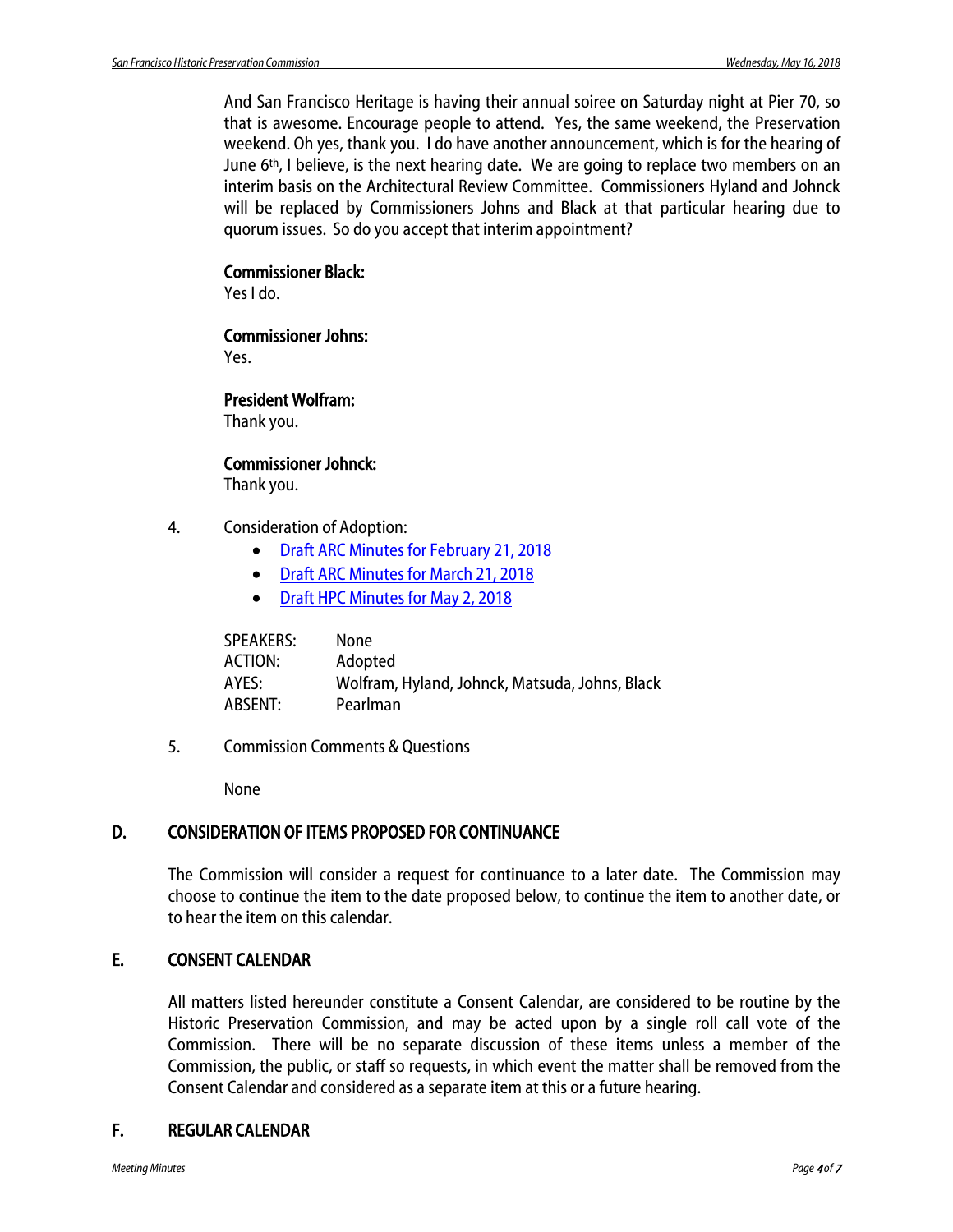And San Francisco Heritage is having their annual soiree on Saturday night at Pier 70, so that is awesome. Encourage people to attend. Yes, the same weekend, the Preservation weekend. Oh yes, thank you. I do have another announcement, which is for the hearing of June 6th, I believe, is the next hearing date. We are going to replace two members on an interim basis on the Architectural Review Committee. Commissioners Hyland and Johnck will be replaced by Commissioners Johns and Black at that particular hearing due to quorum issues. So do you accept that interim appointment?

**Commissioner Black:**
Yes I do.

**Commissioner Johns:**
Yes.

**President Wolfram:**
Thank you.

**Commissioner Johnck:**
Thank you.

4. Consideration of Adoption:
    - Draft ARC Minutes for February 21, 2018
    - Draft ARC Minutes for March 21, 2018
    - Draft HPC Minutes for May 2, 2018

| | |
|---|---|
| SPEAKERS: | None |
| ACTION: | Adopted |
| AYES: | Wolfram, Hyland, Johnck, Matsuda, Johns, Black |
| ABSENT: | Pearlman |

5. Commission Comments & Questions

    None

## D. CONSIDERATION OF ITEMS PROPOSED FOR CONTINUANCE

The Commission will consider a request for continuance to a later date. The Commission may choose to continue the item to the date proposed below, to continue the item to another date, or to hear the item on this calendar.

## E. CONSENT CALENDAR

All matters listed hereunder constitute a Consent Calendar, are considered to be routine by the Historic Preservation Commission, and may be acted upon by a single roll call vote of the Commission. There will be no separate discussion of these items unless a member of the Commission, the public, or staff so requests, in which event the matter shall be removed from the Consent Calendar and considered as a separate item at this or a future hearing.

## F. REGULAR CALENDAR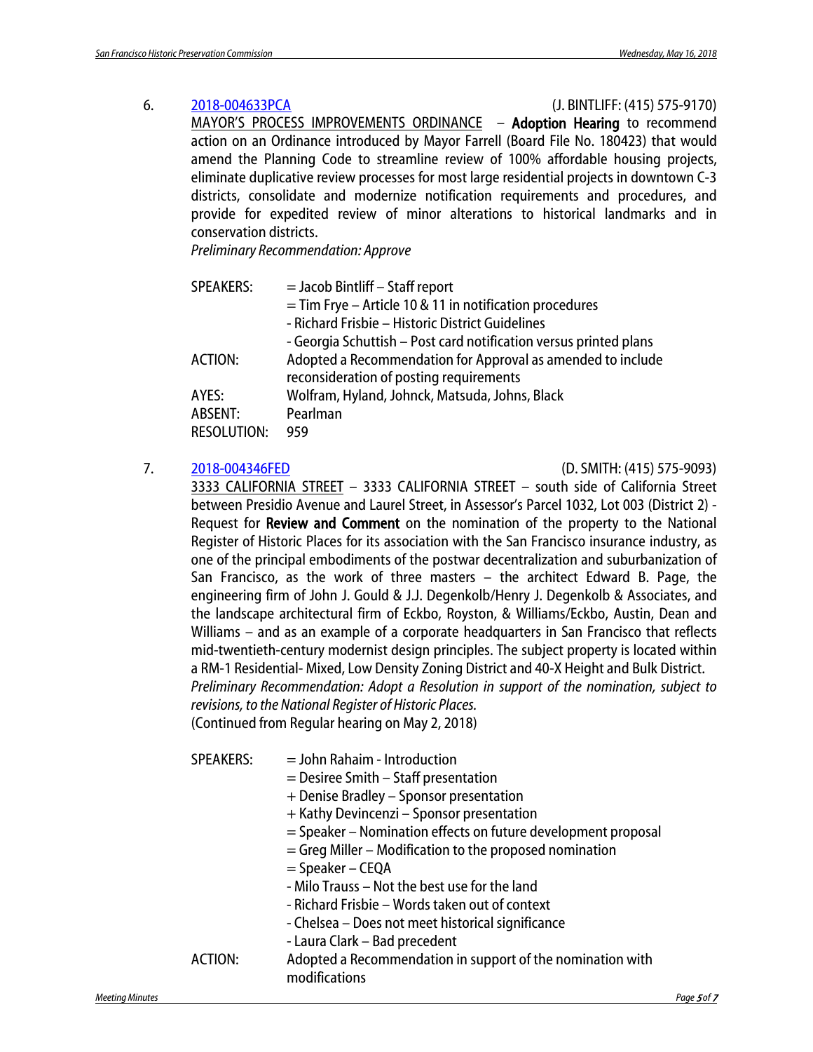6. [2018-004633PCA](#) (J. BINTLIFF: (415) 575-9170)

<u>MAYOR'S PROCESS IMPROVEMENTS ORDINANCE</u> – **Adoption Hearing** to recommend action on an Ordinance introduced by Mayor Farrell (Board File No. 180423) that would amend the Planning Code to streamline review of 100% affordable housing projects, eliminate duplicative review processes for most large residential projects in downtown C-3 districts, consolidate and modernize notification requirements and procedures, and provide for expedited review of minor alterations to historical landmarks and in conservation districts.

*Preliminary Recommendation: Approve*

| | |
|---|---|
| SPEAKERS: | = Jacob Bintliff – Staff report |
| | = Tim Frye – Article 10 & 11 in notification procedures |
| | - Richard Frisbie – Historic District Guidelines |
| | - Georgia Schuttish – Post card notification versus printed plans |
| ACTION: | Adopted a Recommendation for Approval as amended to include reconsideration of posting requirements |
| AYES: | Wolfram, Hyland, Johnck, Matsuda, Johns, Black |
| ABSENT: | Pearlman |
| RESOLUTION: | 959 |

7. [2018-004346FED](#) (D. SMITH: (415) 575-9093)

<u>3333 CALIFORNIA STREET</u> – 3333 CALIFORNIA STREET – south side of California Street between Presidio Avenue and Laurel Street, in Assessor's Parcel 1032, Lot 003 (District 2) - Request for **Review and Comment** on the nomination of the property to the National Register of Historic Places for its association with the San Francisco insurance industry, as one of the principal embodiments of the postwar decentralization and suburbanization of San Francisco, as the work of three masters – the architect Edward B. Page, the engineering firm of John J. Gould & J.J. Degenkolb/Henry J. Degenkolb & Associates, and the landscape architectural firm of Eckbo, Royston, & Williams/Eckbo, Austin, Dean and Williams – and as an example of a corporate headquarters in San Francisco that reflects mid-twentieth-century modernist design principles. The subject property is located within a RM-1 Residential- Mixed, Low Density Zoning District and 40-X Height and Bulk District.

*Preliminary Recommendation: Adopt a Resolution in support of the nomination, subject to revisions, to the National Register of Historic Places.*

(Continued from Regular hearing on May 2, 2018)

| | |
|---|---|
| SPEAKERS: | = John Rahaim - Introduction |
| | = Desiree Smith – Staff presentation |
| | + Denise Bradley – Sponsor presentation |
| | + Kathy Devincenzi – Sponsor presentation |
| | = Speaker – Nomination effects on future development proposal |
| | = Greg Miller – Modification to the proposed nomination |
| | = Speaker – CEQA |
| | - Milo Trauss – Not the best use for the land |
| | - Richard Frisbie – Words taken out of context |
| | - Chelsea – Does not meet historical significance |
| | - Laura Clark – Bad precedent |
| ACTION: | Adopted a Recommendation in support of the nomination with modifications |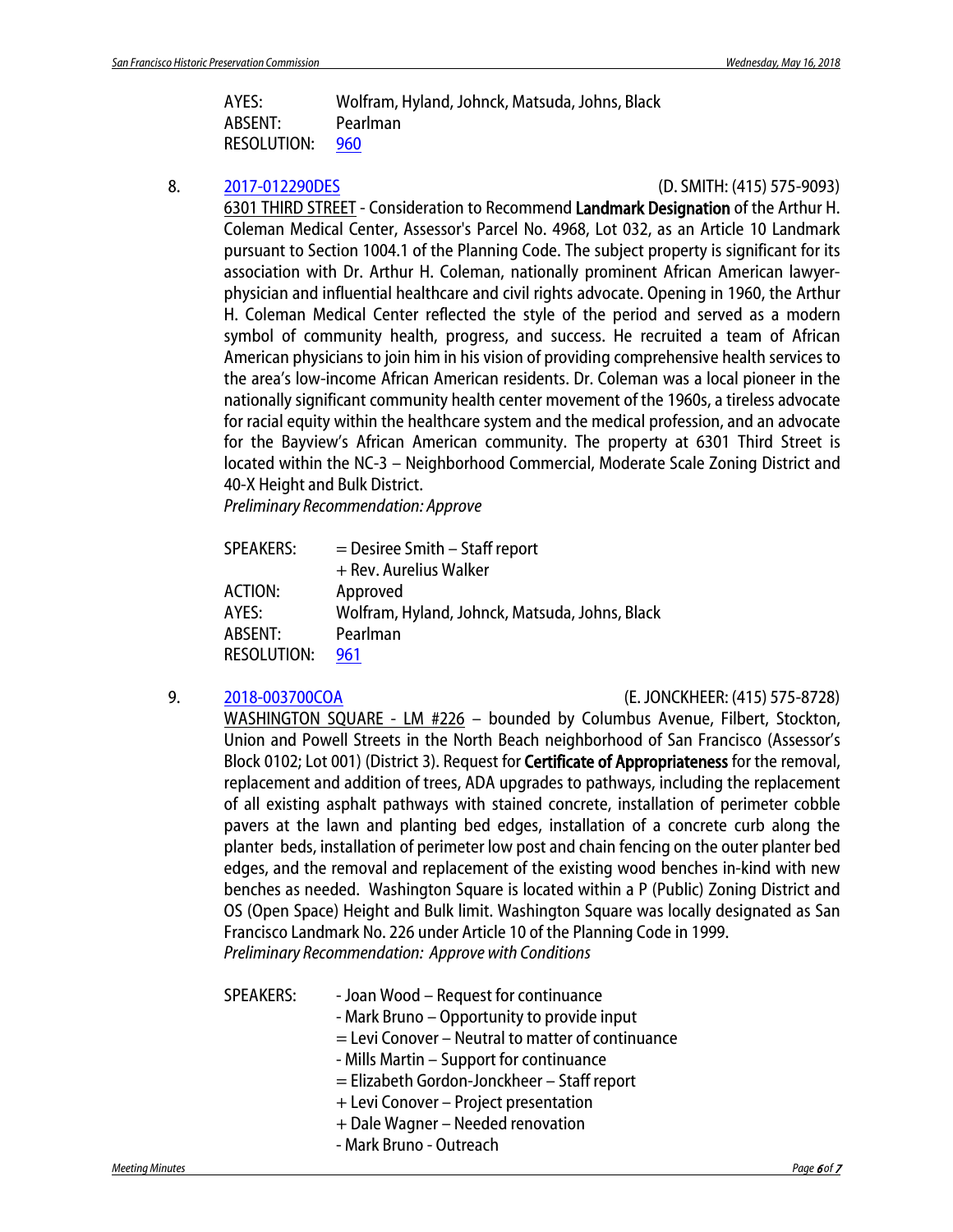| | |
|---|---|
| AYES: | Wolfram, Hyland, Johnck, Matsuda, Johns, Black |
| ABSENT: | Pearlman |
| RESOLUTION: | 960 |

8. 2017-012290DES (D. SMITH: (415) 575-9093)

6301 THIRD STREET - Consideration to Recommend **Landmark Designation** of the Arthur H. Coleman Medical Center, Assessor's Parcel No. 4968, Lot 032, as an Article 10 Landmark pursuant to Section 1004.1 of the Planning Code. The subject property is significant for its association with Dr. Arthur H. Coleman, nationally prominent African American lawyer-physician and influential healthcare and civil rights advocate. Opening in 1960, the Arthur H. Coleman Medical Center reflected the style of the period and served as a modern symbol of community health, progress, and success. He recruited a team of African American physicians to join him in his vision of providing comprehensive health services to the area's low-income African American residents. Dr. Coleman was a local pioneer in the nationally significant community health center movement of the 1960s, a tireless advocate for racial equity within the healthcare system and the medical profession, and an advocate for the Bayview's African American community. The property at 6301 Third Street is located within the NC-3 – Neighborhood Commercial, Moderate Scale Zoning District and 40-X Height and Bulk District.

*Preliminary Recommendation: Approve*

| | |
|---|---|
| SPEAKERS: | = Desiree Smith – Staff report |
| | + Rev. Aurelius Walker |
| ACTION: | Approved |
| AYES: | Wolfram, Hyland, Johnck, Matsuda, Johns, Black |
| ABSENT: | Pearlman |
| RESOLUTION: | 961 |

9. 2018-003700COA (E. JONCKHEER: (415) 575-8728)

WASHINGTON SQUARE - LM #226 – bounded by Columbus Avenue, Filbert, Stockton, Union and Powell Streets in the North Beach neighborhood of San Francisco (Assessor's Block 0102; Lot 001) (District 3). Request for **Certificate of Appropriateness** for the removal, replacement and addition of trees, ADA upgrades to pathways, including the replacement of all existing asphalt pathways with stained concrete, installation of perimeter cobble pavers at the lawn and planting bed edges, installation of a concrete curb along the planter beds, installation of perimeter low post and chain fencing on the outer planter bed edges, and the removal and replacement of the existing wood benches in-kind with new benches as needed. Washington Square is located within a P (Public) Zoning District and OS (Open Space) Height and Bulk limit. Washington Square was locally designated as San Francisco Landmark No. 226 under Article 10 of the Planning Code in 1999.

*Preliminary Recommendation: Approve with Conditions*

| | |
|---|---|
| SPEAKERS: | - Joan Wood – Request for continuance |
| | - Mark Bruno – Opportunity to provide input |
| | = Levi Conover – Neutral to matter of continuance |
| | - Mills Martin – Support for continuance |
| | = Elizabeth Gordon-Jonckheer – Staff report |
| | + Levi Conover – Project presentation |
| | + Dale Wagner – Needed renovation |
| | - Mark Bruno - Outreach |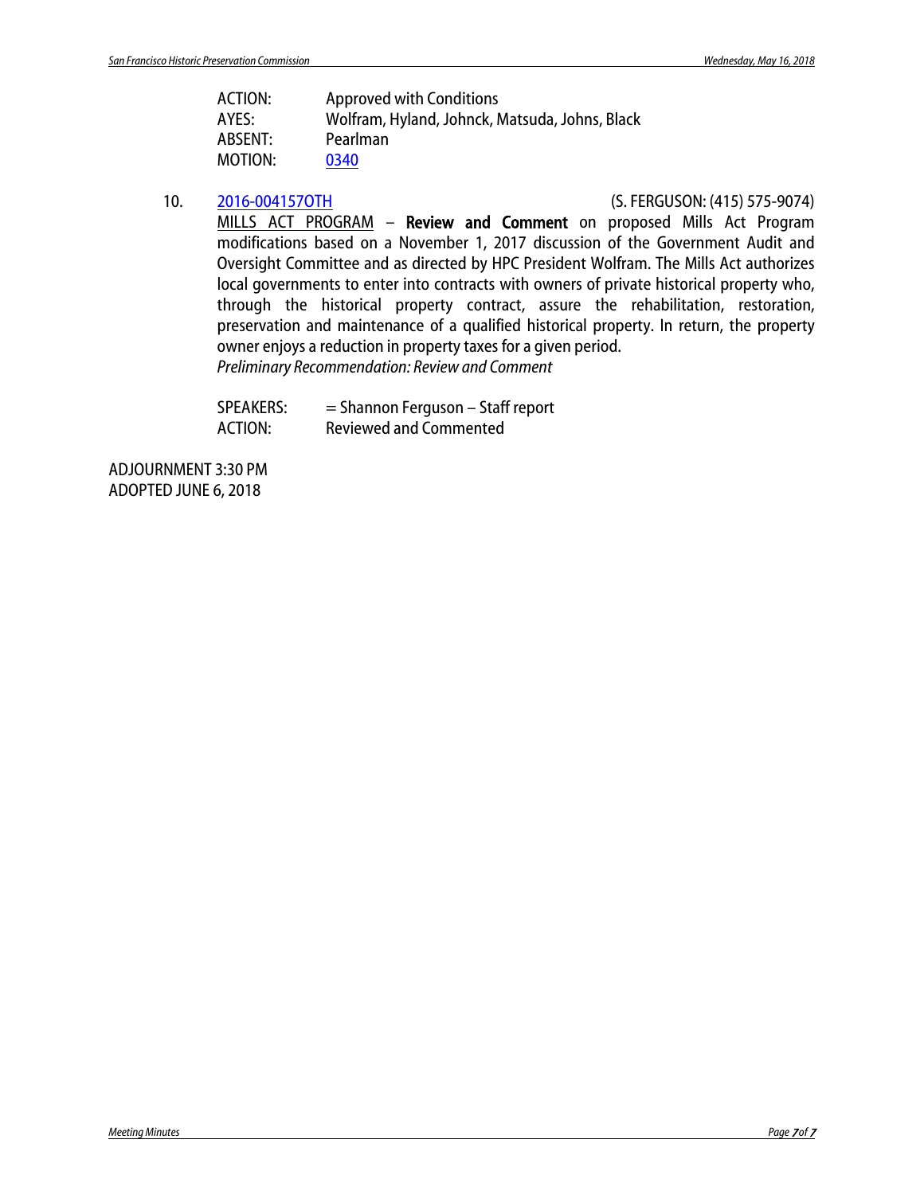ACTION: Approved with Conditions
AYES: Wolfram, Hyland, Johnck, Matsuda, Johns, Black
ABSENT: Pearlman
MOTION: 0340

10. 2016-004157OTH (S. FERGUSON: (415) 575-9074)
MILLS ACT PROGRAM – **Review and Comment** on proposed Mills Act Program modifications based on a November 1, 2017 discussion of the Government Audit and Oversight Committee and as directed by HPC President Wolfram. The Mills Act authorizes local governments to enter into contracts with owners of private historical property who, through the historical property contract, assure the rehabilitation, restoration, preservation and maintenance of a qualified historical property. In return, the property owner enjoys a reduction in property taxes for a given period.
*Preliminary Recommendation: Review and Comment*

SPEAKERS: = Shannon Ferguson – Staff report
ACTION: Reviewed and Commented

ADJOURNMENT 3:30 PM
ADOPTED JUNE 6, 2018